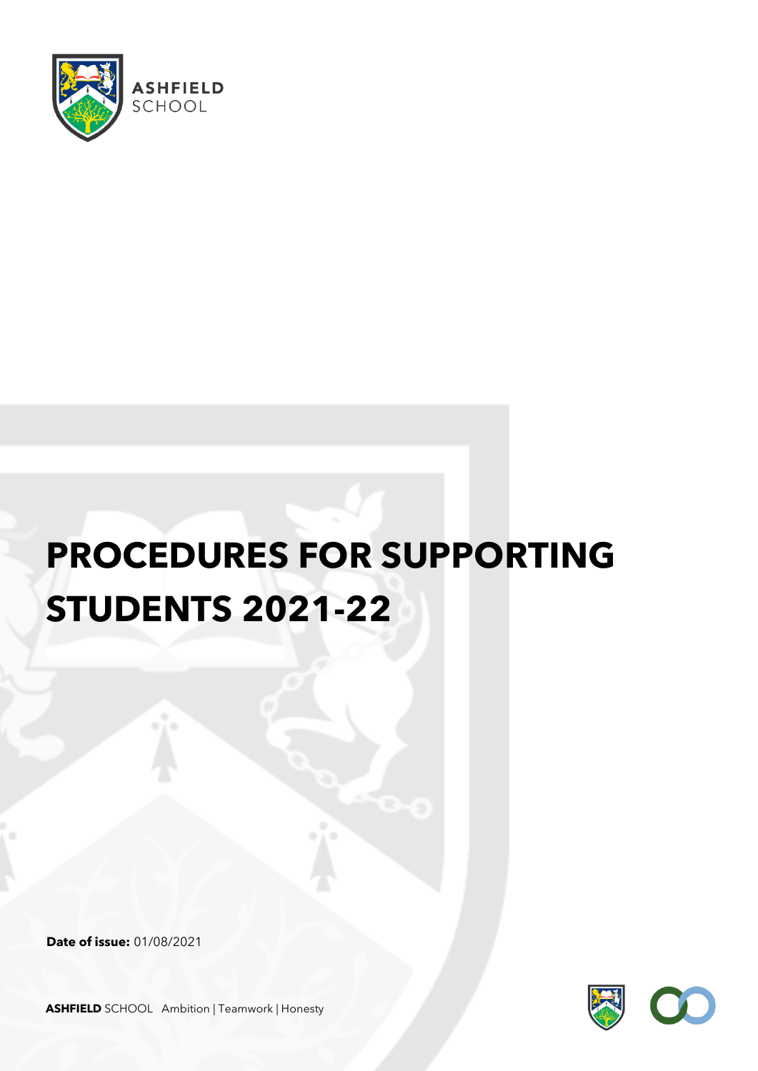ASHFIELD SCHOOL

# PROCEDURES FOR SUPPORTING STUDENTS 2021-22

**Date of issue:** 01/08/2021

**ASHFIELD** SCHOOL Ambition | Teamwork | Honesty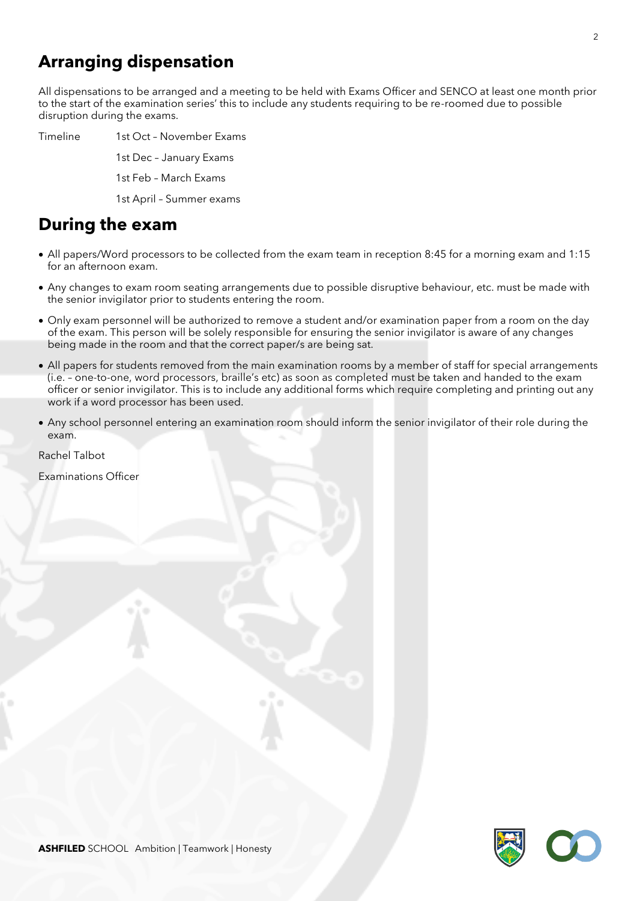## Arranging dispensation

All dispensations to be arranged and a meeting to be held with Exams Officer and SENCO at least one month prior to the start of the examination series' this to include any students requiring to be re-roomed due to possible disruption during the exams.

Timeline 1st Oct – November Exams

1st Dec – January Exams

1st Feb – March Exams

1st April – Summer exams

## During the exam

- All papers/Word processors to be collected from the exam team in reception 8:45 for a morning exam and 1:15 for an afternoon exam.
- Any changes to exam room seating arrangements due to possible disruptive behaviour, etc. must be made with the senior invigilator prior to students entering the room.
- Only exam personnel will be authorized to remove a student and/or examination paper from a room on the day of the exam. This person will be solely responsible for ensuring the senior invigilator is aware of any changes being made in the room and that the correct paper/s are being sat.
- All papers for students removed from the main examination rooms by a member of staff for special arrangements (i.e. – one-to-one, word processors, braille's etc) as soon as completed must be taken and handed to the exam officer or senior invigilator. This is to include any additional forms which require completing and printing out any work if a word processor has been used.
- Any school personnel entering an examination room should inform the senior invigilator of their role during the exam.

Rachel Talbot

Examinations Officer